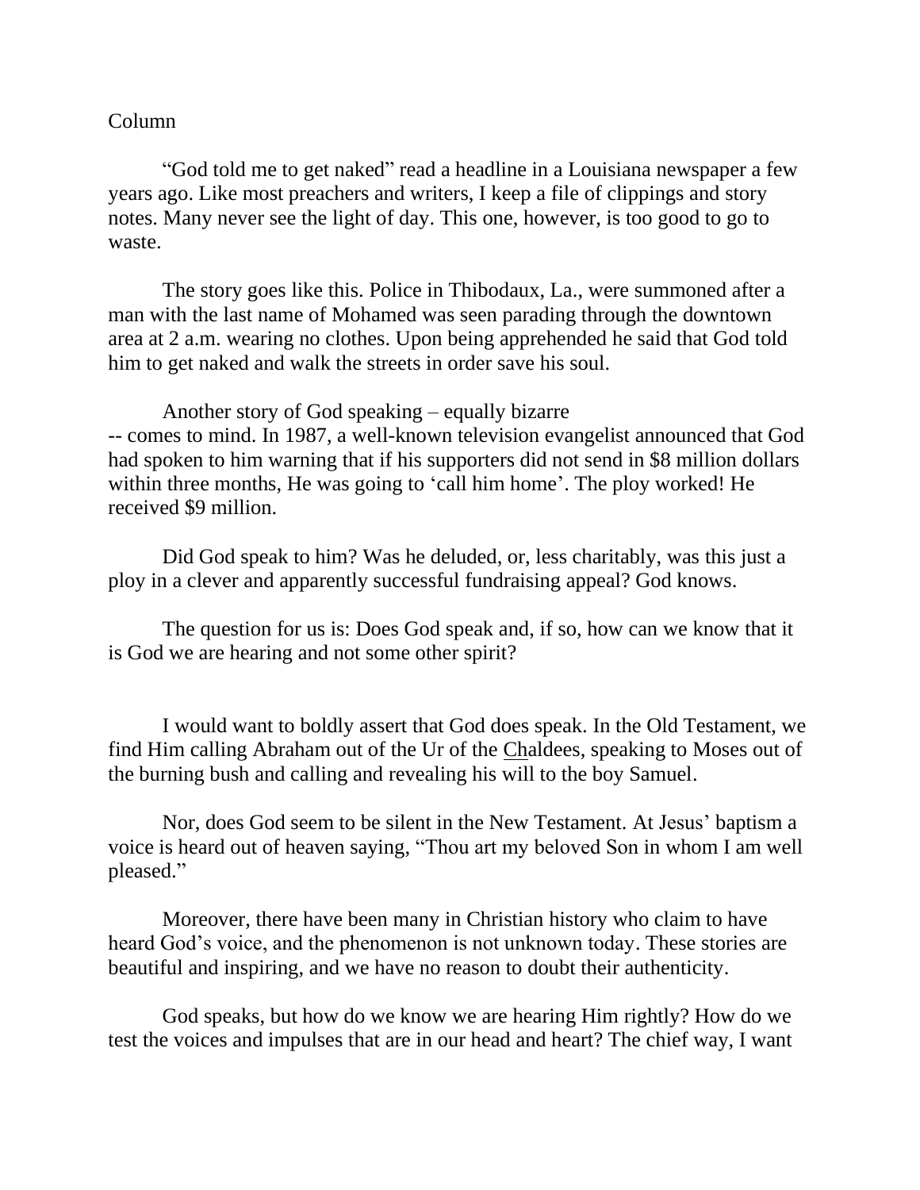Column

"God told me to get naked" read a headline in a Louisiana newspaper a few years ago. Like most preachers and writers, I keep a file of clippings and story notes. Many never see the light of day. This one, however, is too good to go to waste.

The story goes like this. Police in Thibodaux, La., were summoned after a man with the last name of Mohamed was seen parading through the downtown area at 2 a.m. wearing no clothes. Upon being apprehended he said that God told him to get naked and walk the streets in order save his soul.

Another story of God speaking – equally bizarre -- comes to mind. In 1987, a well-known television evangelist announced that God had spoken to him warning that if his supporters did not send in $8 million dollars within three months, He was going to 'call him home'. The ploy worked! He received $9 million.

Did God speak to him? Was he deluded, or, less charitably, was this just a ploy in a clever and apparently successful fundraising appeal? God knows.

The question for us is: Does God speak and, if so, how can we know that it is God we are hearing and not some other spirit?

I would want to boldly assert that God does speak. In the Old Testament, we find Him calling Abraham out of the Ur of the Chaldees, speaking to Moses out of the burning bush and calling and revealing his will to the boy Samuel.

Nor, does God seem to be silent in the New Testament. At Jesus' baptism a voice is heard out of heaven saying, "Thou art my beloved Son in whom I am well pleased."

Moreover, there have been many in Christian history who claim to have heard God's voice, and the phenomenon is not unknown today. These stories are beautiful and inspiring, and we have no reason to doubt their authenticity.

God speaks, but how do we know we are hearing Him rightly? How do we test the voices and impulses that are in our head and heart? The chief way, I want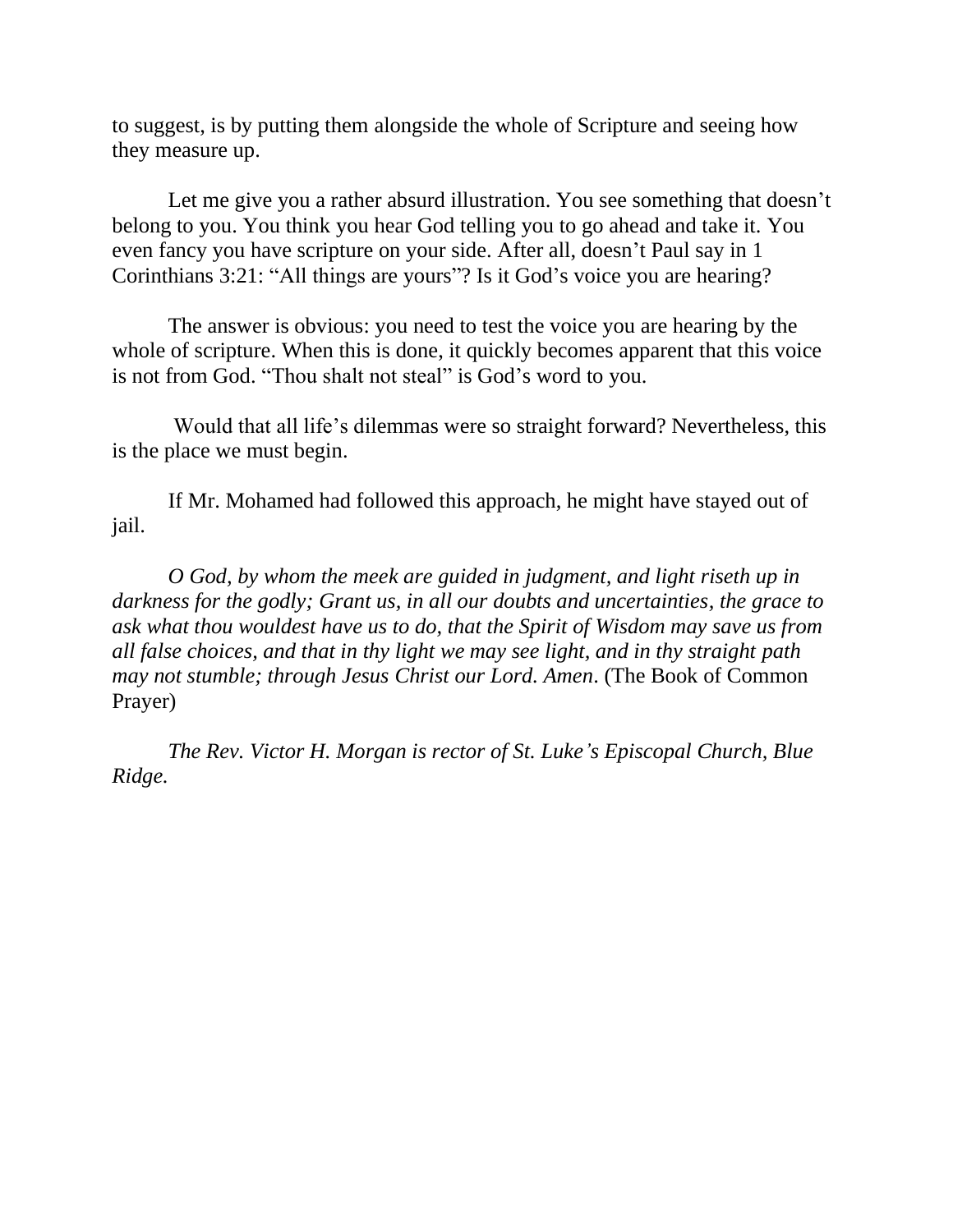to suggest, is by putting them alongside the whole of Scripture and seeing how they measure up.

Let me give you a rather absurd illustration. You see something that doesn't belong to you. You think you hear God telling you to go ahead and take it. You even fancy you have scripture on your side. After all, doesn't Paul say in 1 Corinthians 3:21: "All things are yours"? Is it God's voice you are hearing?

The answer is obvious: you need to test the voice you are hearing by the whole of scripture. When this is done, it quickly becomes apparent that this voice is not from God. "Thou shalt not steal" is God's word to you.

Would that all life's dilemmas were so straight forward? Nevertheless, this is the place we must begin.

If Mr. Mohamed had followed this approach, he might have stayed out of jail.

*O God, by whom the meek are guided in judgment, and light riseth up in darkness for the godly; Grant us, in all our doubts and uncertainties, the grace to ask what thou wouldest have us to do, that the Spirit of Wisdom may save us from all false choices, and that in thy light we may see light, and in thy straight path may not stumble; through Jesus Christ our Lord. Amen*. (The Book of Common Prayer)

*The Rev. Victor H. Morgan is rector of St. Luke's Episcopal Church, Blue Ridge.*